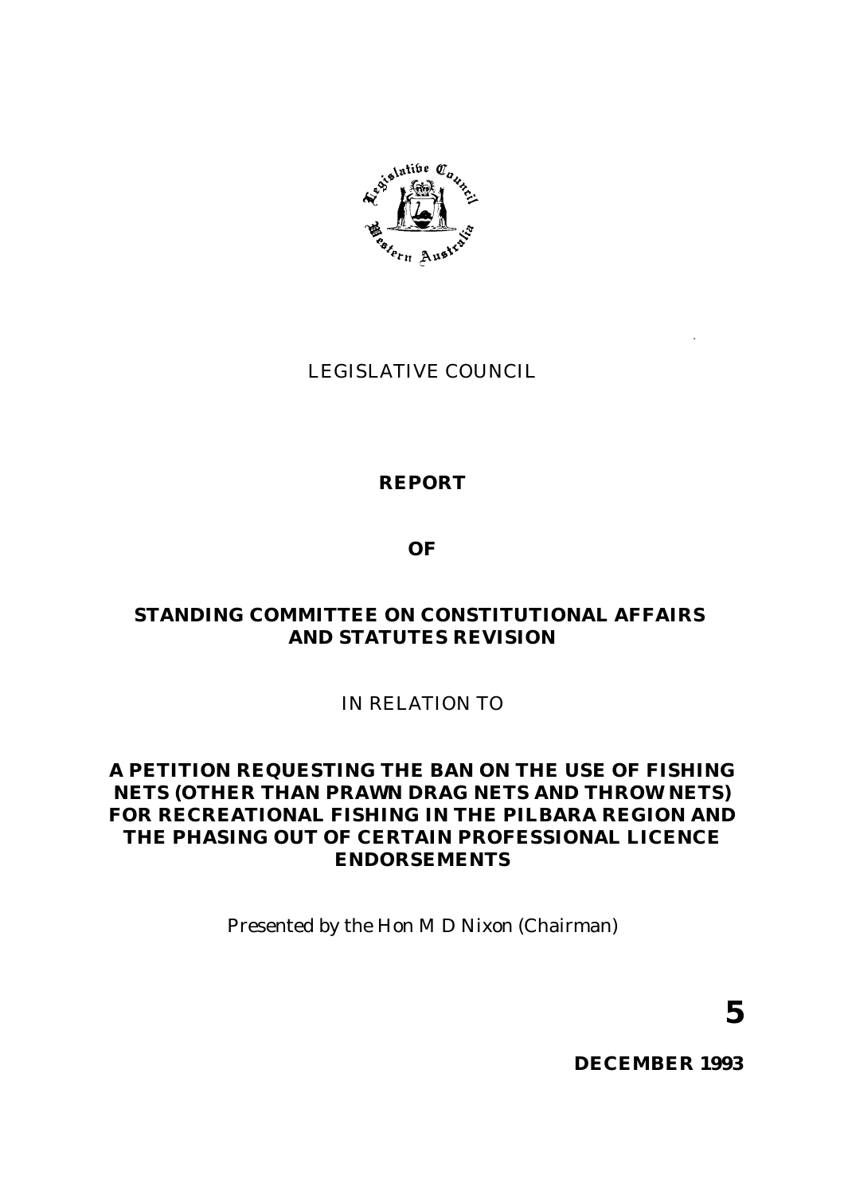LEGISLATIVE COUNCIL

**REPORT**

**OF**

**STANDING COMMITTEE ON CONSTITUTIONAL AFFAIRS AND STATUTES REVISION**

IN RELATION TO

**A PETITION REQUESTING THE BAN ON THE USE OF FISHING NETS (OTHER THAN PRAWN DRAG NETS AND THROW NETS) FOR RECREATIONAL FISHING IN THE PILBARA REGION AND THE PHASING OUT OF CERTAIN PROFESSIONAL LICENCE ENDORSEMENTS**

Presented by the Hon M D Nixon (Chairman)

**5**

**DECEMBER 1993**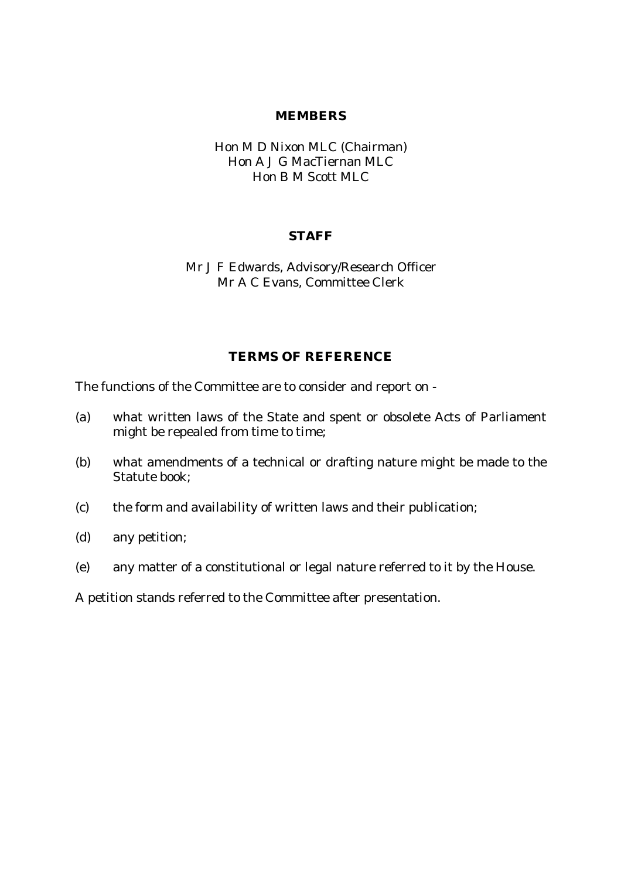## MEMBERS

Hon M D Nixon MLC (Chairman)
Hon A J G MacTiernan MLC
Hon B M Scott MLC

## STAFF

Mr J F Edwards, Advisory/Research Officer
Mr A C Evans, Committee Clerk

## TERMS OF REFERENCE

The functions of the Committee are to consider and report on -

(a) what written laws of the State and spent or obsolete Acts of Parliament might be repealed from time to time;

(b) what amendments of a technical or drafting nature might be made to the Statute book;

(c) the form and availability of written laws and their publication;

(d) any petition;

(e) any matter of a constitutional or legal nature referred to it by the House.

A petition stands referred to the Committee after presentation.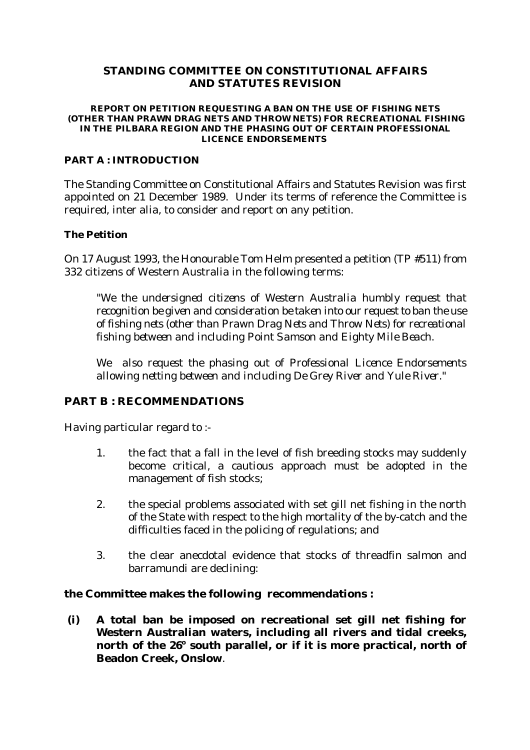# STANDING COMMITTEE ON CONSTITUTIONAL AFFAIRS AND STATUTES REVISION

### REPORT ON PETITION REQUESTING A BAN ON THE USE OF FISHING NETS (OTHER THAN PRAWN DRAG NETS AND THROW NETS) FOR RECREATIONAL FISHING IN THE PILBARA REGION AND THE PHASING OUT OF CERTAIN PROFESSIONAL LICENCE ENDORSEMENTS

## PART A : INTRODUCTION

The Standing Committee on Constitutional Affairs and Statutes Revision was first appointed on 21 December 1989. Under its terms of reference the Committee is required, inter alia, to consider and report on any petition.

### The Petition

On 17 August 1993, the Honourable Tom Helm presented a petition (TP #511) from 332 citizens of Western Australia in the following terms:

> *"We the undersigned citizens of Western Australia humbly request that recognition be given and consideration be taken into our request to ban the use of fishing nets (other than Prawn Drag Nets and Throw Nets) for recreational fishing between and including Point Samson and Eighty Mile Beach.*
>
> *We also request the phasing out of Professional Licence Endorsements allowing netting between and including De Grey River and Yule River."*

## PART B : RECOMMENDATIONS

Having particular regard to :-

1. the fact that a fall in the level of fish breeding stocks may suddenly become critical, a cautious approach must be adopted in the management of fish stocks;
2. the special problems associated with set gill net fishing in the north of the State with respect to the high mortality of the by-catch and the difficulties faced in the policing of regulations; and
3. the clear anecdotal evidence that stocks of threadfin salmon and barramundi are declining:

**the Committee makes the following recommendations :**

**(i) A total ban be imposed on recreational set gill net fishing for Western Australian waters, including all rivers and tidal creeks, north of the 26º south parallel, or if it is more practical, north of Beadon Creek, Onslow**.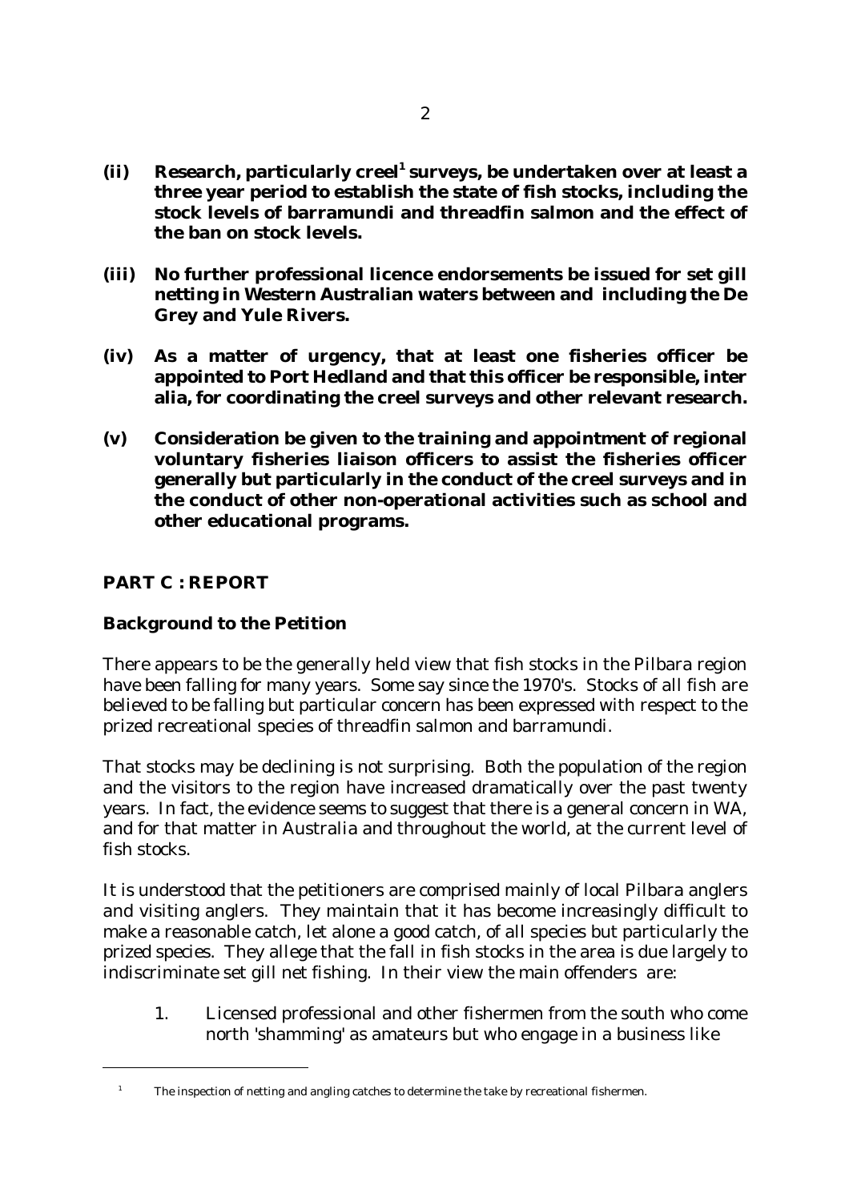**(ii) Research, particularly creel[1] surveys, be undertaken over at least a three year period to establish the state of fish stocks, including the stock levels of barramundi and threadfin salmon and the effect of the ban on stock levels.**

**(iii) No further professional licence endorsements be issued for set gill netting in Western Australian waters between and including the De Grey and Yule Rivers.**

**(iv) As a matter of urgency, that at least one fisheries officer be appointed to Port Hedland and that this officer be responsible, inter alia, for coordinating the creel surveys and other relevant research.**

**(v) Consideration be given to the training and appointment of regional voluntary fisheries liaison officers to assist the fisheries officer generally but particularly in the conduct of the creel surveys and in the conduct of other non-operational activities such as school and other educational programs.**

## PART C : REPORT

### Background to the Petition

There appears to be the generally held view that fish stocks in the Pilbara region have been falling for many years. Some say since the 1970's. Stocks of all fish are believed to be falling but particular concern has been expressed with respect to the prized recreational species of threadfin salmon and barramundi.

That stocks may be declining is not surprising. Both the population of the region and the visitors to the region have increased dramatically over the past twenty years. In fact, the evidence seems to suggest that there is a general concern in WA, and for that matter in Australia and throughout the world, at the current level of fish stocks.

It is understood that the petitioners are comprised mainly of local Pilbara anglers and visiting anglers. They maintain that it has become increasingly difficult to make a reasonable catch, let alone a good catch, of all species but particularly the prized species. They allege that the fall in fish stocks in the area is due largely to indiscriminate set gill net fishing. In their view the main offenders are:

1. Licensed professional and other fishermen from the south who come north 'shamming' as amateurs but who engage in a business like

---

[1] The inspection of netting and angling catches to determine the take by recreational fishermen.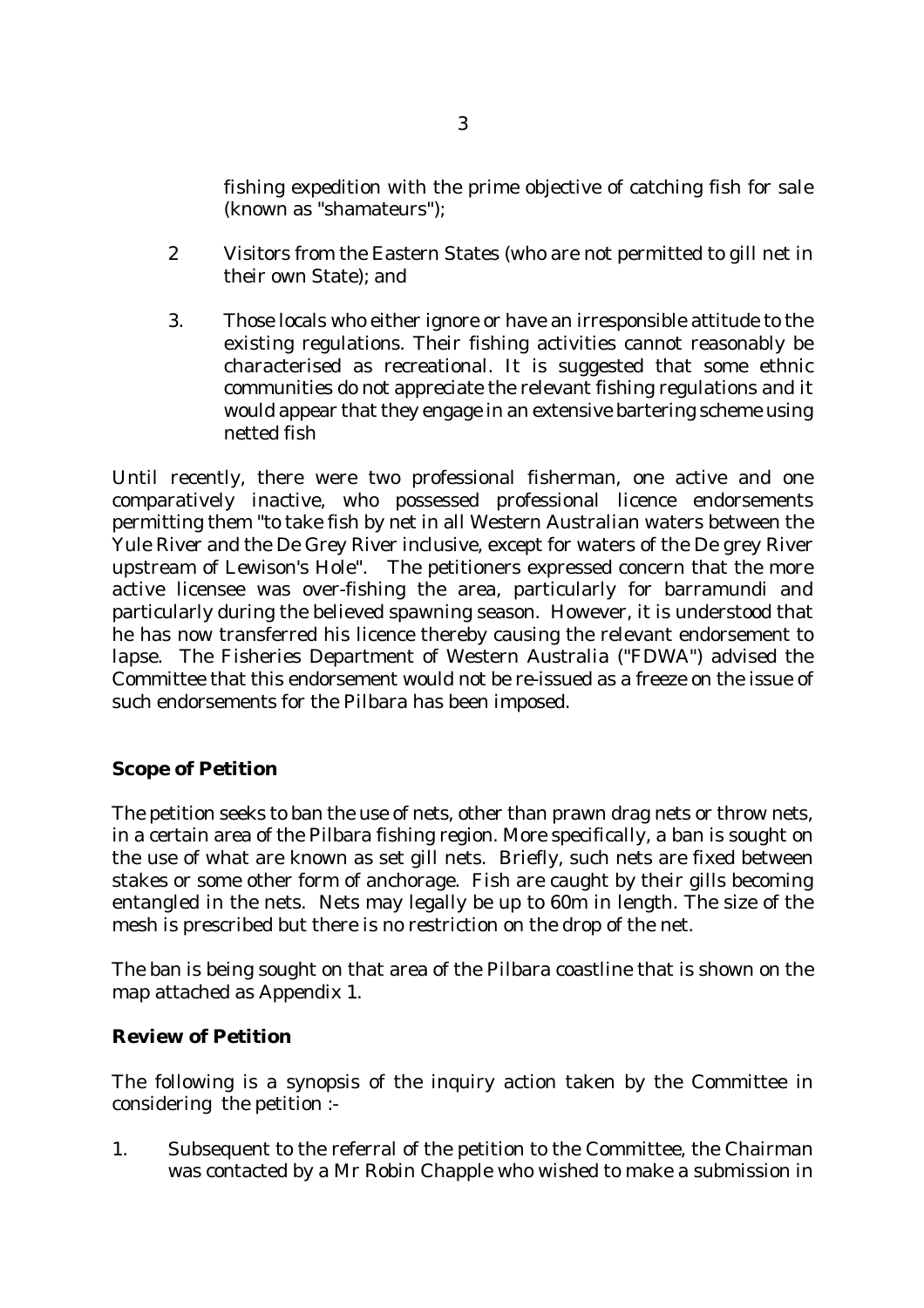fishing expedition with the prime objective of catching fish for sale (known as "shamateurs");

2 Visitors from the Eastern States (who are not permitted to gill net in their own State); and

3. Those locals who either ignore or have an irresponsible attitude to the existing regulations. Their fishing activities cannot reasonably be characterised as recreational. It is suggested that some ethnic communities do not appreciate the relevant fishing regulations and it would appear that they engage in an extensive bartering scheme using netted fish

Until recently, there were two professional fisherman, one active and one comparatively inactive, who possessed professional licence endorsements permitting them "to take fish by net in all Western Australian waters between the Yule River and the De Grey River inclusive, except for waters of the De grey River upstream of Lewison's Hole". The petitioners expressed concern that the more active licensee was over-fishing the area, particularly for barramundi and particularly during the believed spawning season. However, it is understood that he has now transferred his licence thereby causing the relevant endorsement to lapse. The Fisheries Department of Western Australia ("FDWA") advised the Committee that this endorsement would not be re-issued as a freeze on the issue of such endorsements for the Pilbara has been imposed.

**Scope of Petition**

The petition seeks to ban the use of nets, other than prawn drag nets or throw nets, in a certain area of the Pilbara fishing region. More specifically, a ban is sought on the use of what are known as set gill nets. Briefly, such nets are fixed between stakes or some other form of anchorage. Fish are caught by their gills becoming entangled in the nets. Nets may legally be up to 60m in length. The size of the mesh is prescribed but there is no restriction on the drop of the net.

The ban is being sought on that area of the Pilbara coastline that is shown on the map attached as Appendix 1.

**Review of Petition**

The following is a synopsis of the inquiry action taken by the Committee in considering the petition :-

1. Subsequent to the referral of the petition to the Committee, the Chairman was contacted by a Mr Robin Chapple who wished to make a submission in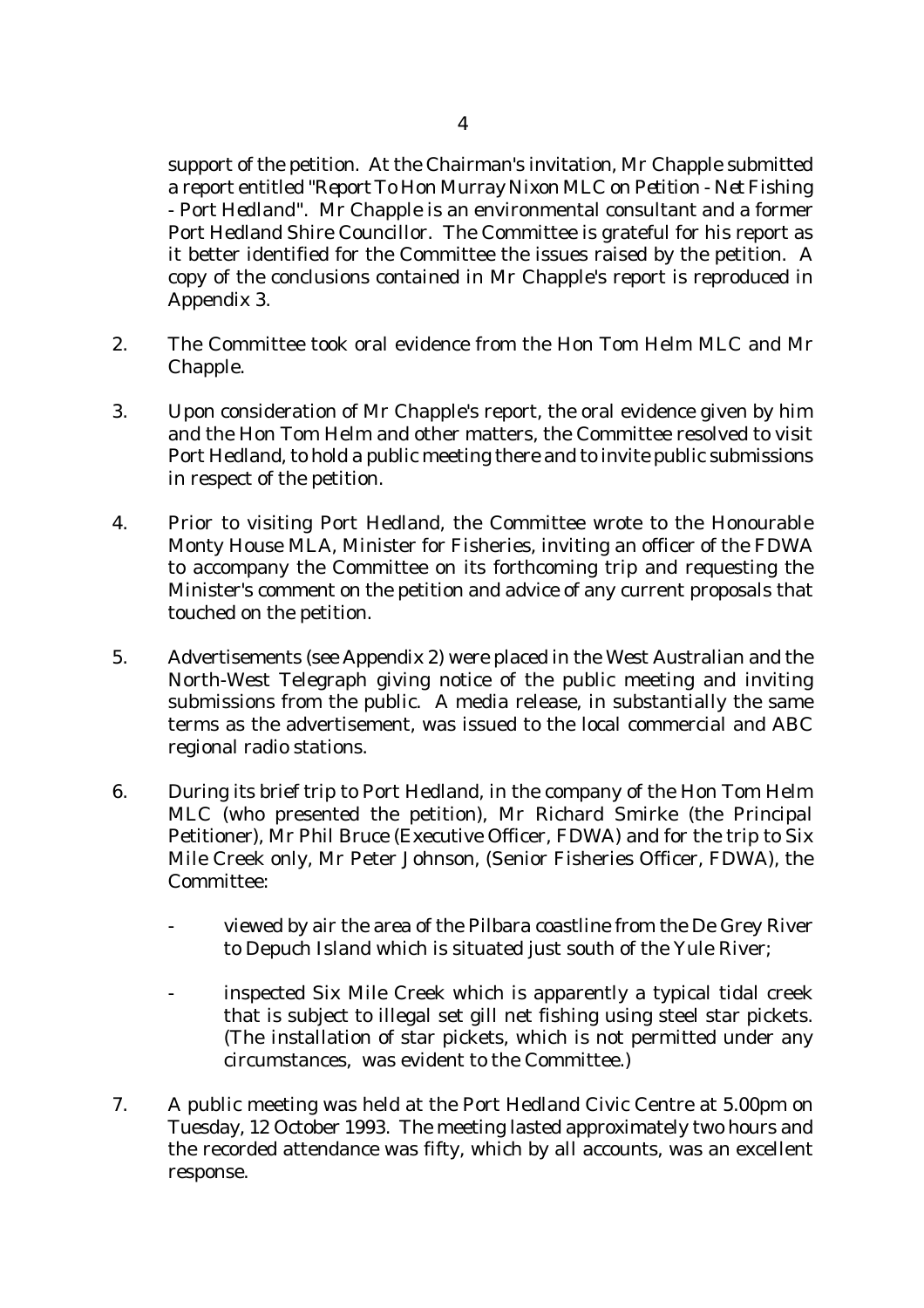support of the petition. At the Chairman's invitation, Mr Chapple submitted a report entitled "*Report To Hon Murray Nixon MLC on Petition - Net Fishing - Port Hedland*". Mr Chapple is an environmental consultant and a former Port Hedland Shire Councillor. The Committee is grateful for his report as it better identified for the Committee the issues raised by the petition. A copy of the conclusions contained in Mr Chapple's report is reproduced in Appendix 3.

2. The Committee took oral evidence from the Hon Tom Helm MLC and Mr Chapple.

3. Upon consideration of Mr Chapple's report, the oral evidence given by him and the Hon Tom Helm and other matters, the Committee resolved to visit Port Hedland, to hold a public meeting there and to invite public submissions in respect of the petition.

4. Prior to visiting Port Hedland, the Committee wrote to the Honourable Monty House MLA, Minister for Fisheries, inviting an officer of the FDWA to accompany the Committee on its forthcoming trip and requesting the Minister's comment on the petition and advice of any current proposals that touched on the petition.

5. Advertisements (see Appendix 2) were placed in the West Australian and the North-West Telegraph giving notice of the public meeting and inviting submissions from the public. A media release, in substantially the same terms as the advertisement, was issued to the local commercial and ABC regional radio stations.

6. During its brief trip to Port Hedland, in the company of the Hon Tom Helm MLC (who presented the petition), Mr Richard Smirke (the Principal Petitioner), Mr Phil Bruce (Executive Officer, FDWA) and for the trip to Six Mile Creek only, Mr Peter Johnson, (Senior Fisheries Officer, FDWA), the Committee:

   - viewed by air the area of the Pilbara coastline from the De Grey River to Depuch Island which is situated just south of the Yule River;

   - inspected Six Mile Creek which is apparently a typical tidal creek that is subject to illegal set gill net fishing using steel star pickets. (The installation of star pickets, which is not permitted under any circumstances, was evident to the Committee.)

7. A public meeting was held at the Port Hedland Civic Centre at 5.00pm on Tuesday, 12 October 1993. The meeting lasted approximately two hours and the recorded attendance was fifty, which by all accounts, was an excellent response.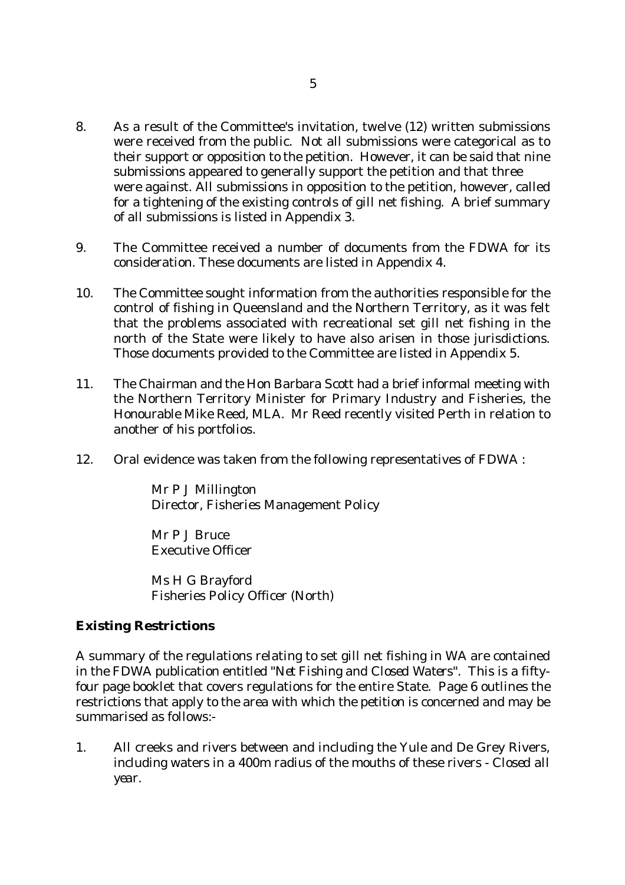8. As a result of the Committee's invitation, twelve (12) written submissions were received from the public. Not all submissions were categorical as to their support or opposition to the petition. However, it can be said that nine submissions appeared to generally support the petition and that three were against. All submissions in opposition to the petition, however, called for a tightening of the existing controls of gill net fishing. A brief summary of all submissions is listed in Appendix 3.

9. The Committee received a number of documents from the FDWA for its consideration. These documents are listed in Appendix 4.

10. The Committee sought information from the authorities responsible for the control of fishing in Queensland and the Northern Territory, as it was felt that the problems associated with recreational set gill net fishing in the north of the State were likely to have also arisen in those jurisdictions. Those documents provided to the Committee are listed in Appendix 5.

11. The Chairman and the Hon Barbara Scott had a brief informal meeting with the Northern Territory Minister for Primary Industry and Fisheries, the Honourable Mike Reed, MLA. Mr Reed recently visited Perth in relation to another of his portfolios.

12. Oral evidence was taken from the following representatives of FDWA :

    Mr P J Millington
    Director, Fisheries Management Policy

    Mr P J Bruce
    Executive Officer

    Ms H G Brayford
    Fisheries Policy Officer (North)

**Existing Restrictions**

A summary of the regulations relating to set gill net fishing in WA are contained in the FDWA publication entitled "*Net Fishing and Closed Waters*". This is a fifty-four page booklet that covers regulations for the entire State. Page 6 outlines the restrictions that apply to the area with which the petition is concerned and may be summarised as follows:-

1. All creeks and rivers between and including the Yule and De Grey Rivers, including waters in a 400m radius of the mouths of these rivers - *Closed all year*.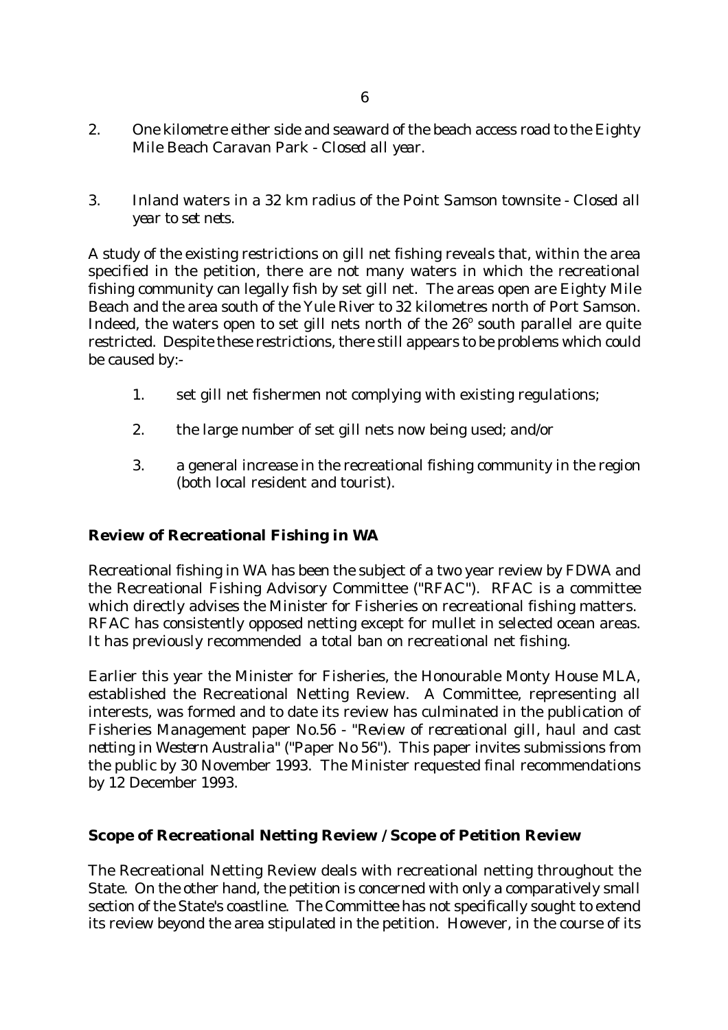2. One kilometre either side and seaward of the beach access road to the Eighty Mile Beach Caravan Park - *Closed all year.*

3. Inland waters in a 32 km radius of the Point Samson townsite - *Closed all year to set nets.*

A study of the existing restrictions on gill net fishing reveals that, within the area specified in the petition, there are not many waters in which the recreational fishing community can legally fish by set gill net. The areas open are Eighty Mile Beach and the area south of the Yule River to 32 kilometres north of Port Samson. Indeed, the waters open to set gill nets north of the 26° south parallel are quite restricted. Despite these restrictions, there still appears to be problems which could be caused by:-

1. set gill net fishermen not complying with existing regulations;

2. the large number of set gill nets now being used; and/or

3. a general increase in the recreational fishing community in the region (both local resident and tourist).

**Review of Recreational Fishing in WA**

Recreational fishing in WA has been the subject of a two year review by FDWA and the Recreational Fishing Advisory Committee ("RFAC"). RFAC is a committee which directly advises the Minister for Fisheries on recreational fishing matters. RFAC has consistently opposed netting except for mullet in selected ocean areas. It has previously recommended a total ban on recreational net fishing.

Earlier this year the Minister for Fisheries, the Honourable Monty House MLA, established the Recreational Netting Review. A Committee, representing all interests, was formed and to date its review has culminated in the publication of Fisheries Management paper No.56 - "*Review of recreational gill, haul and cast netting in Western Australia*" ("Paper No 56"). This paper invites submissions from the public by 30 November 1993. The Minister requested final recommendations by 12 December 1993.

**Scope of Recreational Netting Review / Scope of Petition Review**

The Recreational Netting Review deals with recreational netting throughout the State. On the other hand, the petition is concerned with only a comparatively small section of the State's coastline. The Committee has not specifically sought to extend its review beyond the area stipulated in the petition. However, in the course of its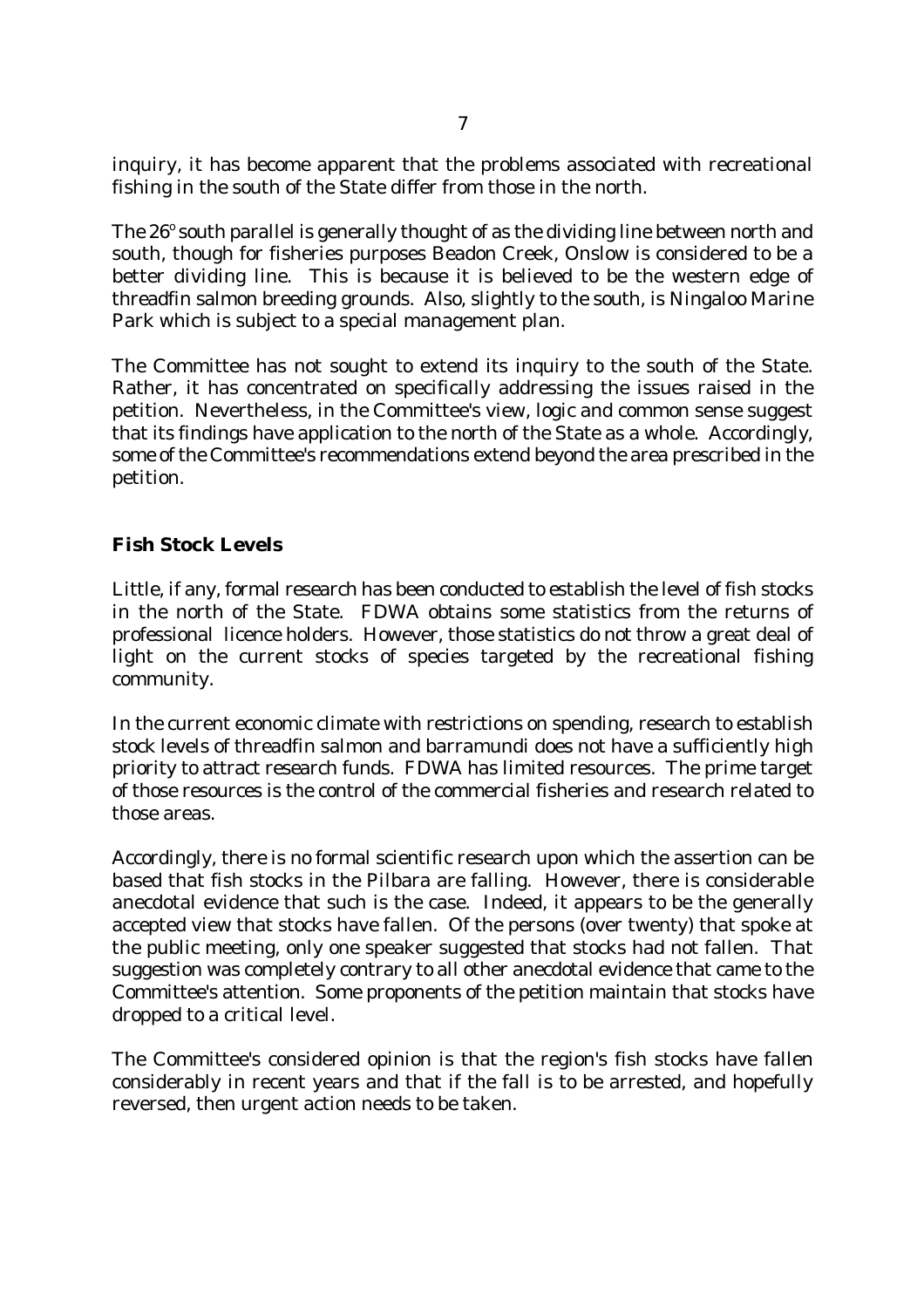inquiry, it has become apparent that the problems associated with recreational fishing in the south of the State differ from those in the north.

The 26$^{o}$ south parallel is generally thought of as the dividing line between north and south, though for fisheries purposes Beadon Creek, Onslow is considered to be a better dividing line. This is because it is believed to be the western edge of threadfin salmon breeding grounds. Also, slightly to the south, is Ningaloo Marine Park which is subject to a special management plan.

The Committee has not sought to extend its inquiry to the south of the State. Rather, it has concentrated on specifically addressing the issues raised in the petition. Nevertheless, in the Committee's view, logic and common sense suggest that its findings have application to the north of the State as a whole. Accordingly, some of the Committee's recommendations extend beyond the area prescribed in the petition.

**Fish Stock Levels**

Little, if any, formal research has been conducted to establish the level of fish stocks in the north of the State. FDWA obtains some statistics from the returns of professional licence holders. However, those statistics do not throw a great deal of light on the current stocks of species targeted by the recreational fishing community.

In the current economic climate with restrictions on spending, research to establish stock levels of threadfin salmon and barramundi does not have a sufficiently high priority to attract research funds. FDWA has limited resources. The prime target of those resources is the control of the commercial fisheries and research related to those areas.

Accordingly, there is no formal scientific research upon which the assertion can be based that fish stocks in the Pilbara are falling. However, there is considerable anecdotal evidence that such is the case. Indeed, it appears to be the generally accepted view that stocks have fallen. Of the persons (over twenty) that spoke at the public meeting, only one speaker suggested that stocks had not fallen. That suggestion was completely contrary to all other anecdotal evidence that came to the Committee's attention. Some proponents of the petition maintain that stocks have dropped to a critical level.

The Committee's considered opinion is that the region's fish stocks have fallen considerably in recent years and that if the fall is to be arrested, and hopefully reversed, then urgent action needs to be taken.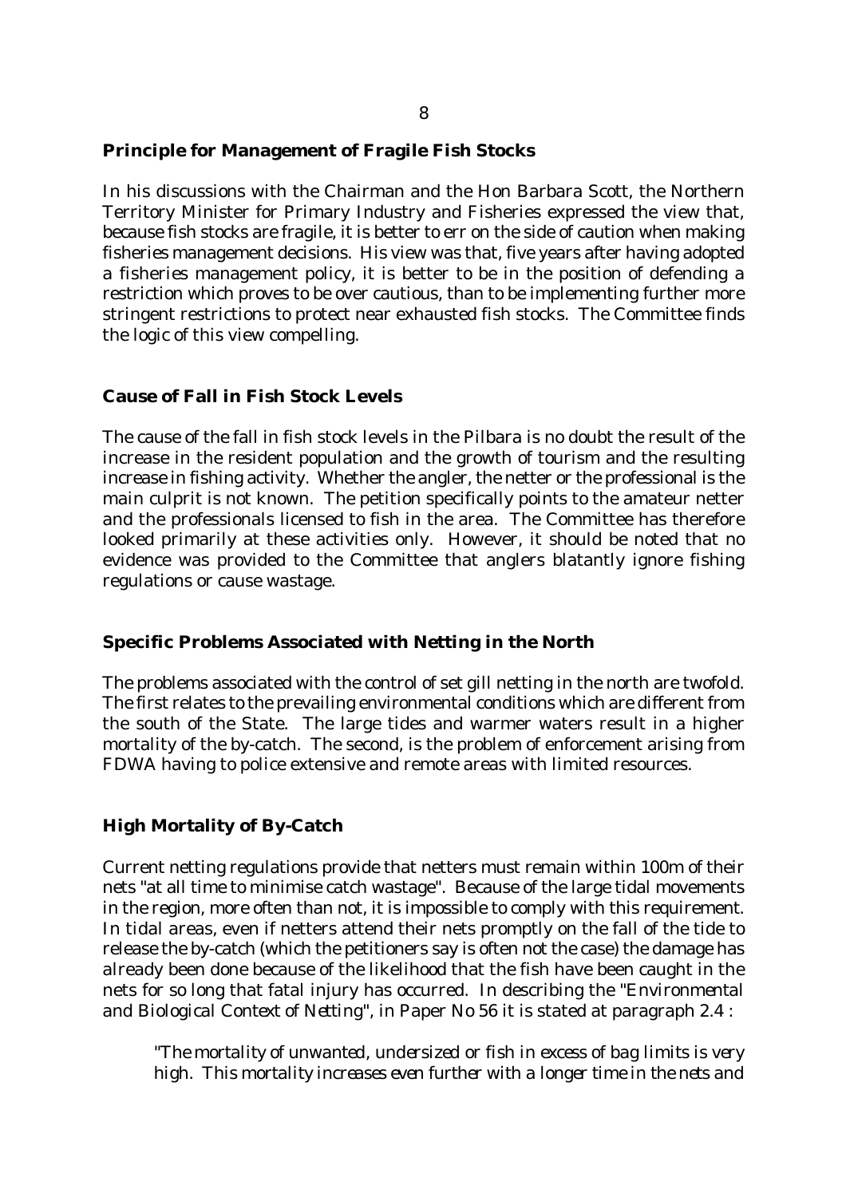### Principle for Management of Fragile Fish Stocks

In his discussions with the Chairman and the Hon Barbara Scott, the Northern Territory Minister for Primary Industry and Fisheries expressed the view that, because fish stocks are fragile, it is better to err on the side of caution when making fisheries management decisions. His view was that, five years after having adopted a fisheries management policy, it is better to be in the position of defending a restriction which proves to be over cautious, than to be implementing further more stringent restrictions to protect near exhausted fish stocks. The Committee finds the logic of this view compelling.

### Cause of Fall in Fish Stock Levels

The cause of the fall in fish stock levels in the Pilbara is no doubt the result of the increase in the resident population and the growth of tourism and the resulting increase in fishing activity. Whether the angler, the netter or the professional is the main culprit is not known. The petition specifically points to the amateur netter and the professionals licensed to fish in the area. The Committee has therefore looked primarily at these activities only. However, it should be noted that no evidence was provided to the Committee that anglers blatantly ignore fishing regulations or cause wastage.

### Specific Problems Associated with Netting in the North

The problems associated with the control of set gill netting in the north are twofold. The first relates to the prevailing environmental conditions which are different from the south of the State. The large tides and warmer waters result in a higher mortality of the by-catch. The second, is the problem of enforcement arising from FDWA having to police extensive and remote areas with limited resources.

### High Mortality of By-Catch

Current netting regulations provide that netters must remain within 100m of their nets "at all time to minimise catch wastage". Because of the large tidal movements in the region, more often than not, it is impossible to comply with this requirement. In tidal areas, even if netters attend their nets promptly on the fall of the tide to release the by-catch (which the petitioners say is often not the case) the damage has already been done because of the likelihood that the fish have been caught in the nets for so long that fatal injury has occurred. In describing the "Environmental and Biological Context of Netting", in Paper No 56 it is stated at paragraph 2.4 :

> *"The mortality of unwanted, undersized or fish in excess of bag limits is very high. This mortality increases even further with a longer time in the nets and*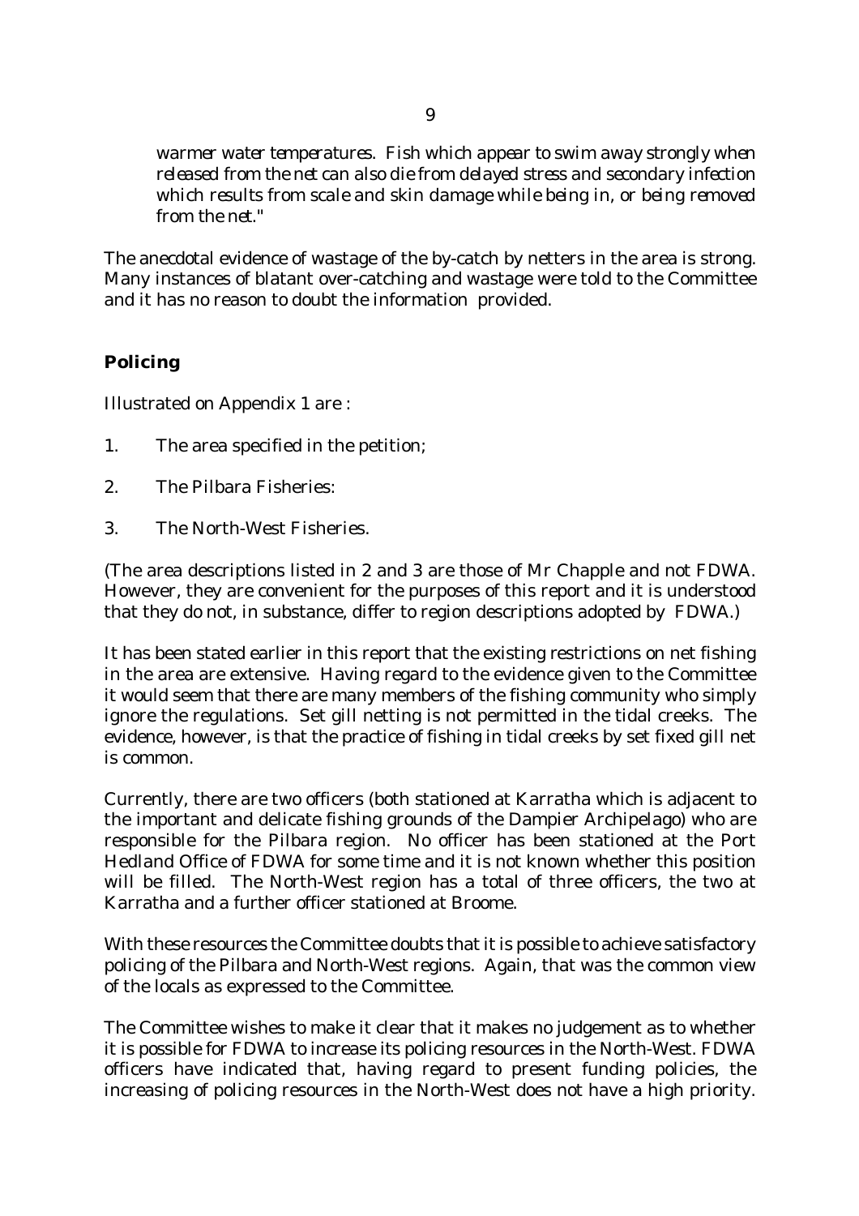*warmer water temperatures. Fish which appear to swim away strongly when released from the net can also die from delayed stress and secondary infection which results from scale and skin damage while being in, or being removed from the net."*

The anecdotal evidence of wastage of the by-catch by netters in the area is strong. Many instances of blatant over-catching and wastage were told to the Committee and it has no reason to doubt the information provided.

## Policing

Illustrated on Appendix 1 are :

1. The area specified in the petition;
2. The Pilbara Fisheries:
3. The North-West Fisheries.

(The area descriptions listed in 2 and 3 are those of Mr Chapple and not FDWA. However, they are convenient for the purposes of this report and it is understood that they do not, in substance, differ to region descriptions adopted by FDWA.)

It has been stated earlier in this report that the existing restrictions on net fishing in the area are extensive. Having regard to the evidence given to the Committee it would seem that there are many members of the fishing community who simply ignore the regulations. Set gill netting is not permitted in the tidal creeks. The evidence, however, is that the practice of fishing in tidal creeks by set fixed gill net is common.

Currently, there are two officers (both stationed at Karratha which is adjacent to the important and delicate fishing grounds of the Dampier Archipelago) who are responsible for the Pilbara region. No officer has been stationed at the Port Hedland Office of FDWA for some time and it is not known whether this position will be filled. The North-West region has a total of three officers, the two at Karratha and a further officer stationed at Broome.

With these resources the Committee doubts that it is possible to achieve satisfactory policing of the Pilbara and North-West regions. Again, that was the common view of the locals as expressed to the Committee.

The Committee wishes to make it clear that it makes no judgement as to whether it is possible for FDWA to increase its policing resources in the North-West. FDWA officers have indicated that, having regard to present funding policies, the increasing of policing resources in the North-West does not have a high priority.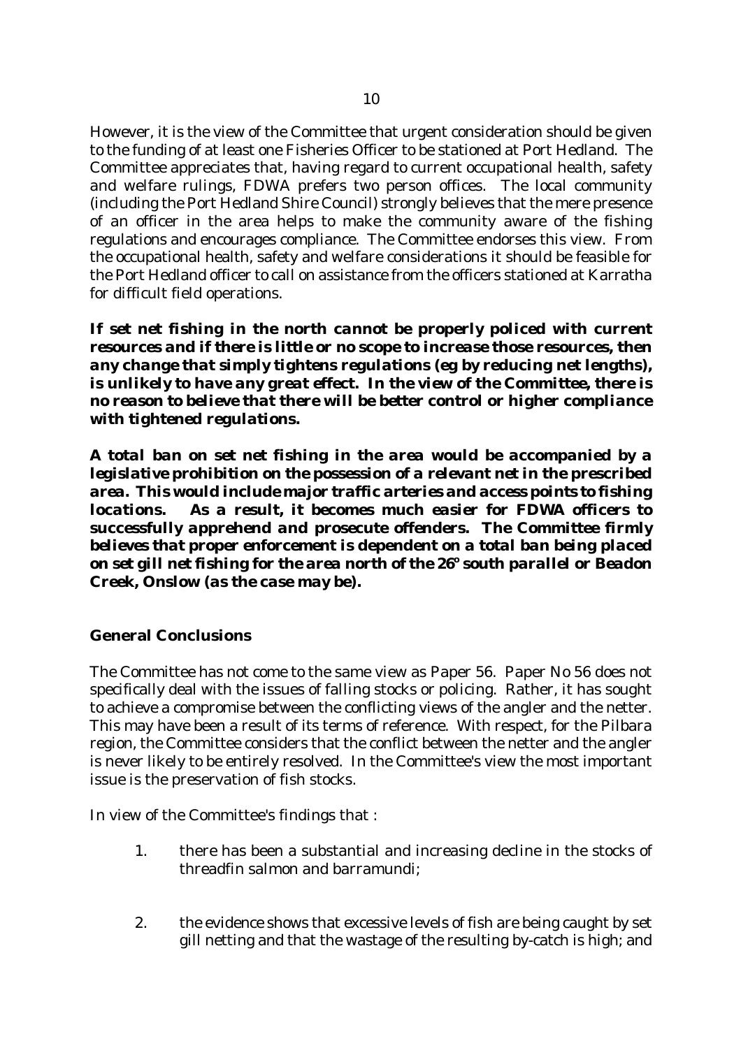However, it is the view of the Committee that urgent consideration should be given to the funding of at least one Fisheries Officer to be stationed at Port Hedland. The Committee appreciates that, having regard to current occupational health, safety and welfare rulings, FDWA prefers two person offices. The local community (including the Port Hedland Shire Council) strongly believes that the mere presence of an officer in the area helps to make the community aware of the fishing regulations and encourages compliance. The Committee endorses this view. From the occupational health, safety and welfare considerations it should be feasible for the Port Hedland officer to call on assistance from the officers stationed at Karratha for difficult field operations.

***If set net fishing in the north cannot be properly policed with current resources and if there is little or no scope to increase those resources, then any change that simply tightens regulations (eg by reducing net lengths), is unlikely to have any great effect. In the view of the Committee, there is no reason to believe that there will be better control or higher compliance with tightened regulations.***

***A total ban on set net fishing in the area would be accompanied by a legislative prohibition on the possession of a relevant net in the prescribed area. This would include major traffic arteries and access points to fishing locations. As a result, it becomes much easier for FDWA officers to successfully apprehend and prosecute offenders. The Committee firmly believes that proper enforcement is dependent on a total ban being placed on set gill net fishing for the area north of the 26° south parallel or Beadon Creek, Onslow (as the case may be).***

## General Conclusions

The Committee has not come to the same view as Paper 56. Paper No 56 does not specifically deal with the issues of falling stocks or policing. Rather, it has sought to achieve a compromise between the conflicting views of the angler and the netter. This may have been a result of its terms of reference. With respect, for the Pilbara region, the Committee considers that the conflict between the netter and the angler is never likely to be entirely resolved. In the Committee's view the most important issue is the preservation of fish stocks.

In view of the Committee's findings that :

1. there has been a substantial and increasing decline in the stocks of threadfin salmon and barramundi;

2. the evidence shows that excessive levels of fish are being caught by set gill netting and that the wastage of the resulting by-catch is high; and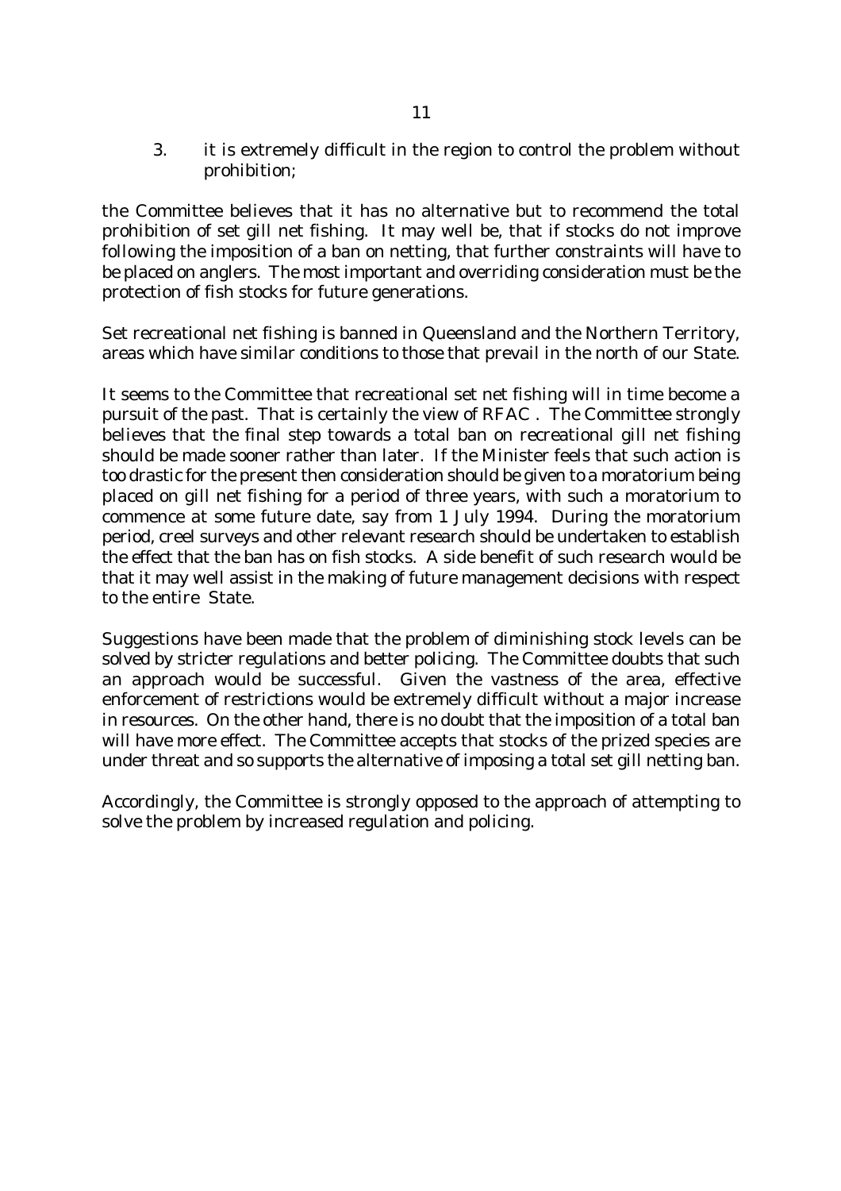3. it is extremely difficult in the region to control the problem without prohibition;

the Committee believes that it has no alternative but to recommend the total prohibition of set gill net fishing. It may well be, that if stocks do not improve following the imposition of a ban on netting, that further constraints will have to be placed on anglers. The most important and overriding consideration must be the protection of fish stocks for future generations.

Set recreational net fishing is banned in Queensland and the Northern Territory, areas which have similar conditions to those that prevail in the north of our State.

It seems to the Committee that recreational set net fishing will in time become a pursuit of the past. That is certainly the view of RFAC . The Committee strongly believes that the final step towards a total ban on recreational gill net fishing should be made sooner rather than later. If the Minister feels that such action is too drastic for the present then consideration should be given to a moratorium being placed on gill net fishing for a period of three years, with such a moratorium to commence at some future date, say from 1 July 1994. During the moratorium period, creel surveys and other relevant research should be undertaken to establish the effect that the ban has on fish stocks. A side benefit of such research would be that it may well assist in the making of future management decisions with respect to the entire State.

Suggestions have been made that the problem of diminishing stock levels can be solved by stricter regulations and better policing. The Committee doubts that such an approach would be successful. Given the vastness of the area, effective enforcement of restrictions would be extremely difficult without a major increase in resources. On the other hand, there is no doubt that the imposition of a total ban will have more effect. The Committee accepts that stocks of the prized species are under threat and so supports the alternative of imposing a total set gill netting ban.

Accordingly, the Committee is strongly opposed to the approach of attempting to solve the problem by increased regulation and policing.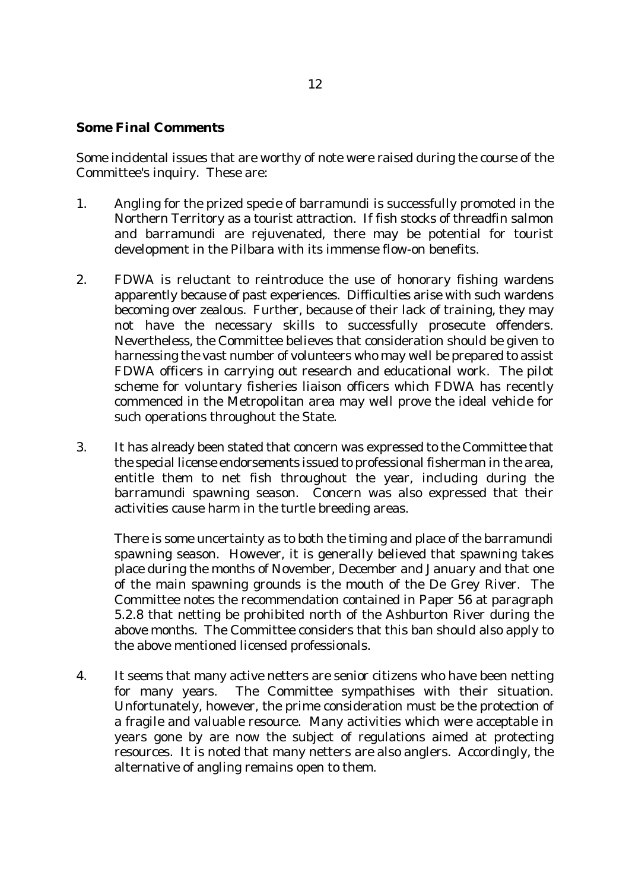## Some Final Comments

Some incidental issues that are worthy of note were raised during the course of the Committee's inquiry. These are:

1. Angling for the prized specie of barramundi is successfully promoted in the Northern Territory as a tourist attraction. If fish stocks of threadfin salmon and barramundi are rejuvenated, there may be potential for tourist development in the Pilbara with its immense flow-on benefits.

2. FDWA is reluctant to reintroduce the use of honorary fishing wardens apparently because of past experiences. Difficulties arise with such wardens becoming over zealous. Further, because of their lack of training, they may not have the necessary skills to successfully prosecute offenders. Nevertheless, the Committee believes that consideration should be given to harnessing the vast number of volunteers who may well be prepared to assist FDWA officers in carrying out research and educational work. The pilot scheme for voluntary fisheries liaison officers which FDWA has recently commenced in the Metropolitan area may well prove the ideal vehicle for such operations throughout the State.

3. It has already been stated that concern was expressed to the Committee that the special license endorsements issued to professional fisherman in the area, entitle them to net fish throughout the year, including during the barramundi spawning season. Concern was also expressed that their activities cause harm in the turtle breeding areas.

   There is some uncertainty as to both the timing and place of the barramundi spawning season. However, it is generally believed that spawning takes place during the months of November, December and January and that one of the main spawning grounds is the mouth of the De Grey River. The Committee notes the recommendation contained in Paper 56 at paragraph 5.2.8 that netting be prohibited north of the Ashburton River during the above months. The Committee considers that this ban should also apply to the above mentioned licensed professionals.

4. It seems that many active netters are senior citizens who have been netting for many years. The Committee sympathises with their situation. Unfortunately, however, the prime consideration must be the protection of a fragile and valuable resource. Many activities which were acceptable in years gone by are now the subject of regulations aimed at protecting resources. It is noted that many netters are also anglers. Accordingly, the alternative of angling remains open to them.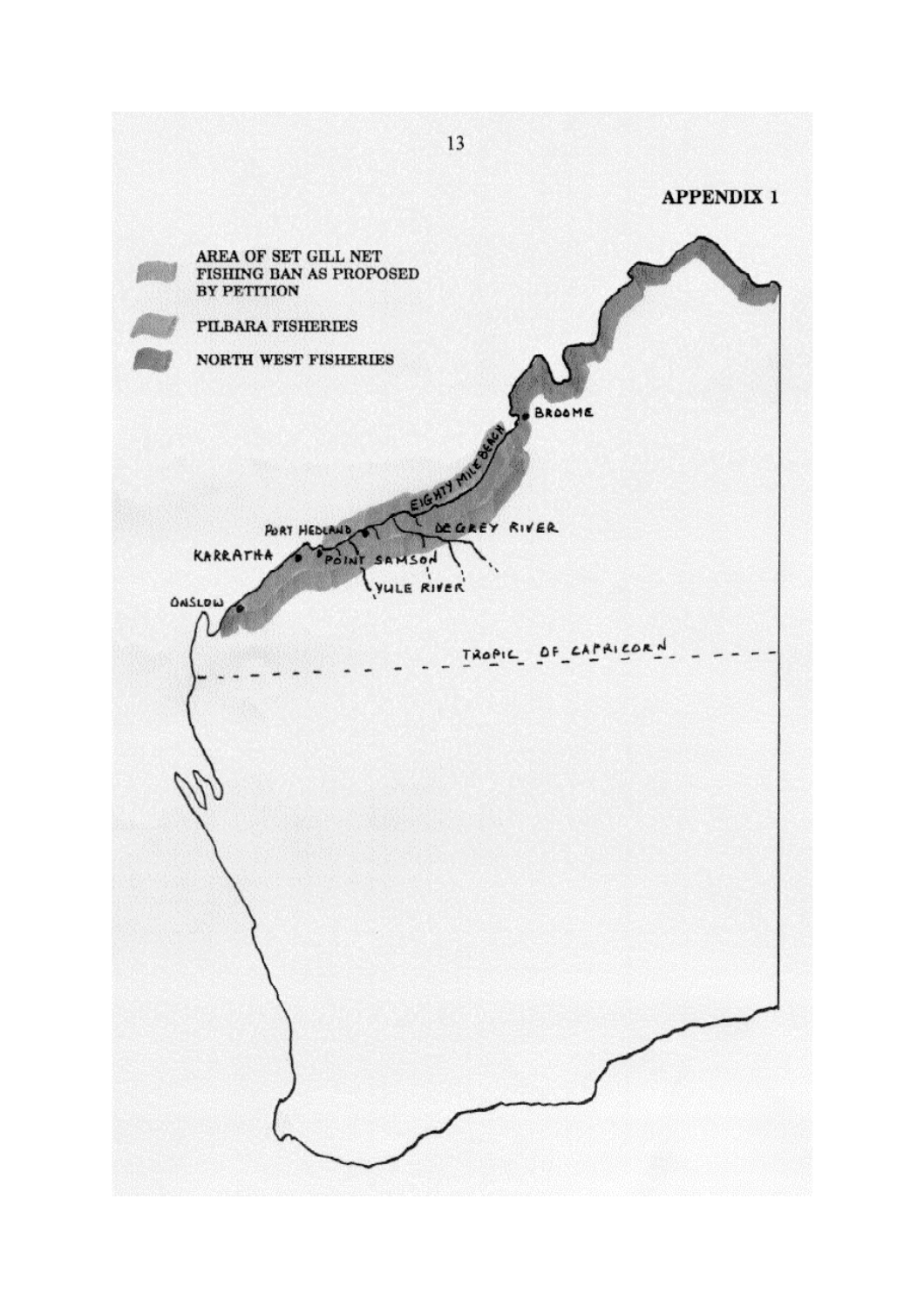## APPENDIX 1

AREA OF SET GILL NET FISHING BAN AS PROPOSED BY PETITION

PILBARA FISHERIES

NORTH WEST FISHERIES

BROOME

EIGHTY MILE BEACH

PORT HEDLAND

DE GREY RIVER

KARRATHA

POINT SAMSON

YULE RIVER

ONSLOW

TROPIC OF CAPRICORN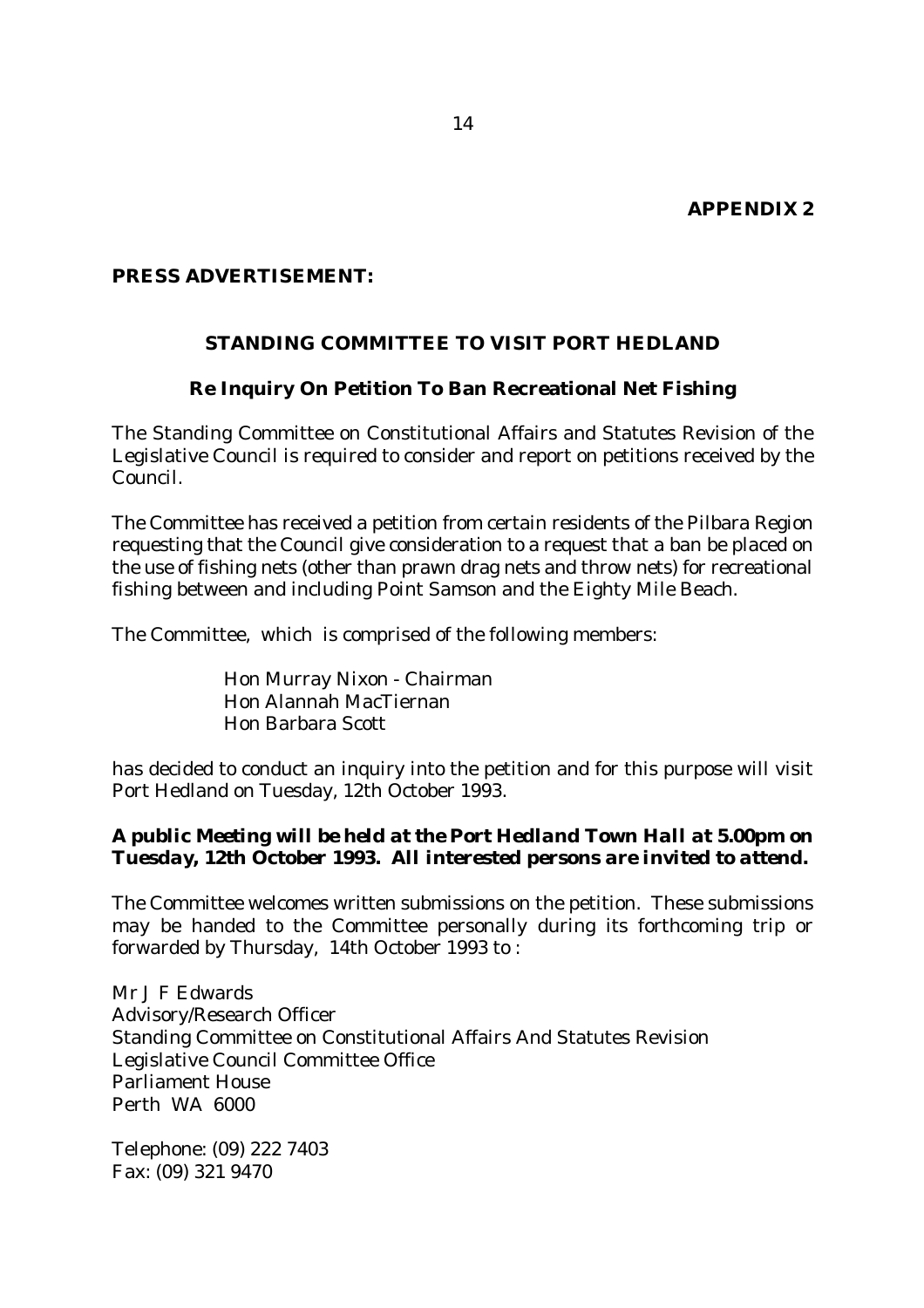**APPENDIX 2**

**PRESS ADVERTISEMENT:**

**STANDING COMMITTEE TO VISIT PORT HEDLAND**

**Re Inquiry On Petition To Ban Recreational Net Fishing**

The Standing Committee on Constitutional Affairs and Statutes Revision of the Legislative Council is required to consider and report on petitions received by the Council.

The Committee has received a petition from certain residents of the Pilbara Region requesting that the Council give consideration to a request that a ban be placed on the use of fishing nets (other than prawn drag nets and throw nets) for recreational fishing between and including Point Samson and the Eighty Mile Beach.

The Committee, which is comprised of the following members:

Hon Murray Nixon - Chairman
Hon Alannah MacTiernan
Hon Barbara Scott

has decided to conduct an inquiry into the petition and for this purpose will visit Port Hedland on Tuesday, 12th October 1993.

***A public Meeting will be held at the Port Hedland Town Hall at 5.00pm on Tuesday, 12th October 1993. All interested persons are invited to attend.***

The Committee welcomes written submissions on the petition. These submissions may be handed to the Committee personally during its forthcoming trip or forwarded by Thursday, 14th October 1993 to :

Mr J F Edwards
Advisory/Research Officer
Standing Committee on Constitutional Affairs And Statutes Revision
Legislative Council Committee Office
Parliament House
Perth WA 6000

Telephone: (09) 222 7403
Fax: (09) 321 9470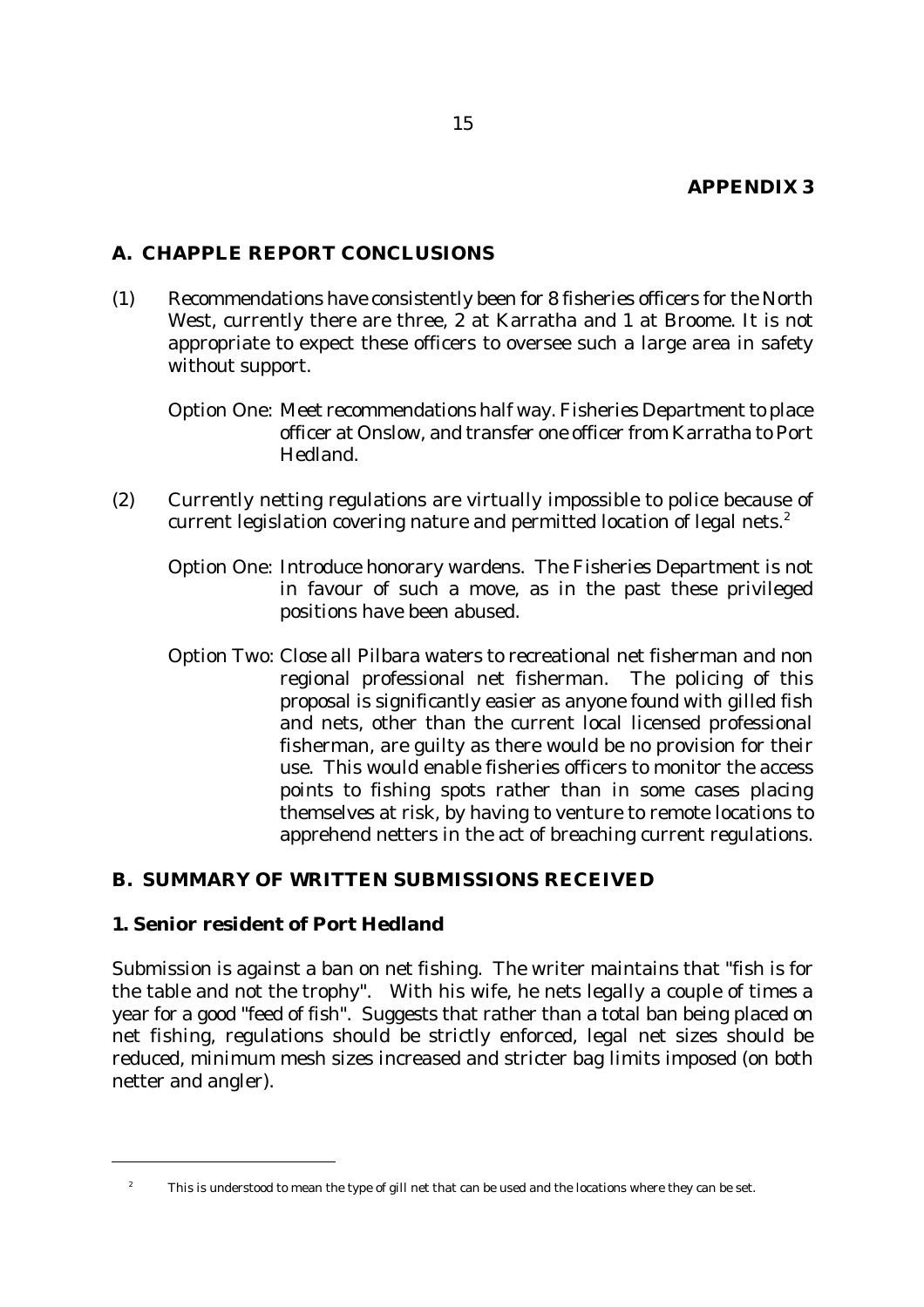## APPENDIX 3

### A. CHAPPLE REPORT CONCLUSIONS

(1) Recommendations have consistently been for 8 fisheries officers for the North West, currently there are three, 2 at Karratha and 1 at Broome. It is not appropriate to expect these officers to oversee such a large area in safety without support.

Option One: Meet recommendations half way. Fisheries Department to place officer at Onslow, and transfer one officer from Karratha to Port Hedland.

(2) Currently netting regulations are virtually impossible to police because of current legislation covering nature and permitted location of legal nets.[2]

Option One: Introduce honorary wardens. The Fisheries Department is not in favour of such a move, as in the past these privileged positions have been abused.

Option Two: Close all Pilbara waters to recreational net fisherman and non regional professional net fisherman. The policing of this proposal is significantly easier as anyone found with gilled fish and nets, other than the current local licensed professional fisherman, are guilty as there would be no provision for their use. This would enable fisheries officers to monitor the access points to fishing spots rather than in some cases placing themselves at risk, by having to venture to remote locations to apprehend netters in the act of breaching current regulations.

### B. SUMMARY OF WRITTEN SUBMISSIONS RECEIVED

#### 1. Senior resident of Port Hedland

Submission is against a ban on net fishing. The writer maintains that "fish is for the table and not the trophy". With his wife, he nets legally a couple of times a year for a good "feed of fish". Suggests that rather than a total ban being placed on net fishing, regulations should be strictly enforced, legal net sizes should be reduced, minimum mesh sizes increased and stricter bag limits imposed (on both netter and angler).

---

[2] This is understood to mean the type of gill net that can be used and the locations where they can be set.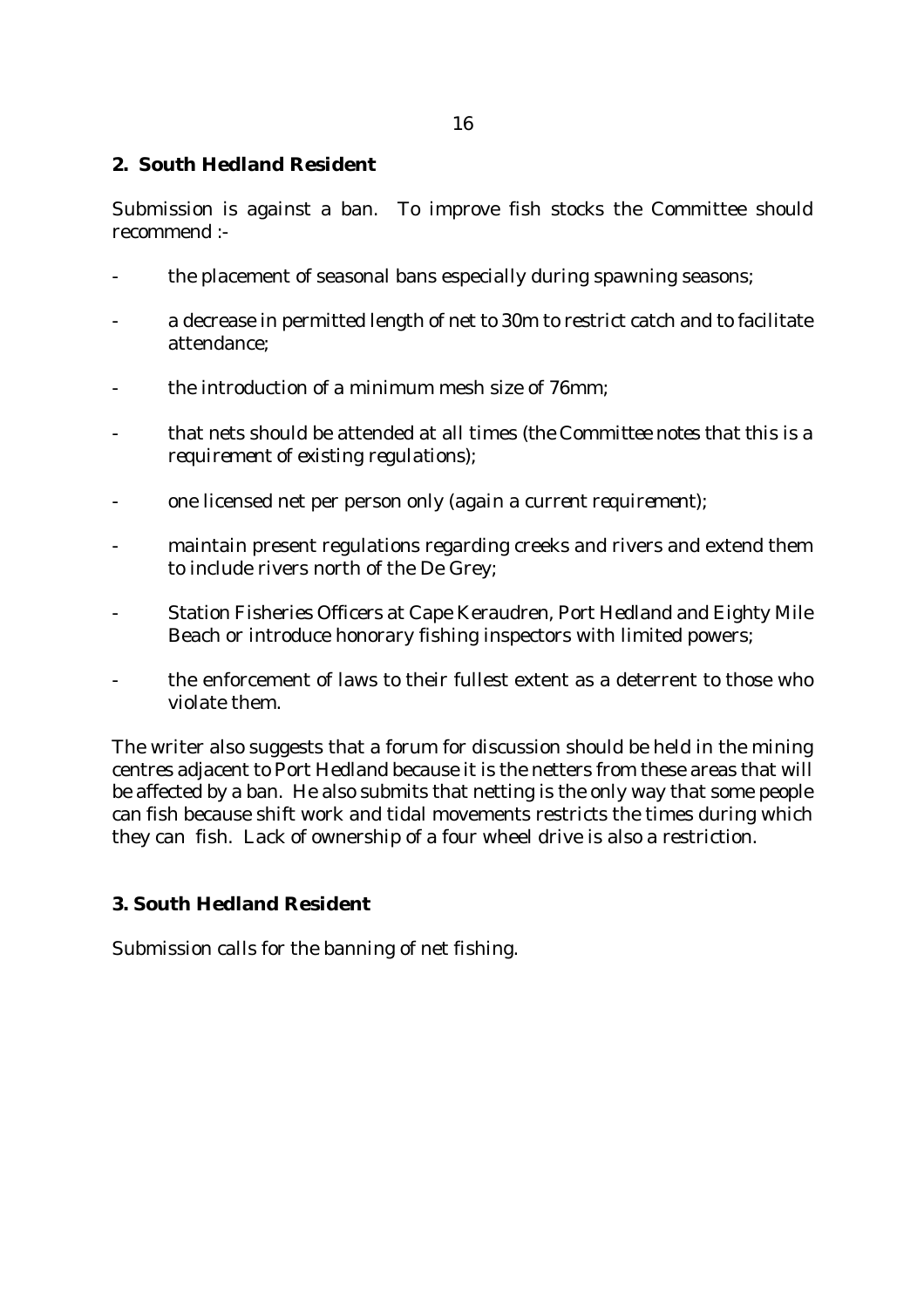## 2. South Hedland Resident

Submission is against a ban. To improve fish stocks the Committee should recommend :-

- the placement of seasonal bans especially during spawning seasons;
- a decrease in permitted length of net to 30m to restrict catch and to facilitate attendance;
- the introduction of a minimum mesh size of 76mm;
- that nets should be attended at all times (*the Committee notes that this is a requirement of existing regulations*);
- one licensed net per person only (*again a current requirement*);
- maintain present regulations regarding creeks and rivers and extend them to include rivers north of the De Grey;
- Station Fisheries Officers at Cape Keraudren, Port Hedland and Eighty Mile Beach or introduce honorary fishing inspectors with limited powers;
- the enforcement of laws to their fullest extent as a deterrent to those who violate them.

The writer also suggests that a forum for discussion should be held in the mining centres adjacent to Port Hedland because it is the netters from these areas that will be affected by a ban. He also submits that netting is the only way that some people can fish because shift work and tidal movements restricts the times during which they can fish. Lack of ownership of a four wheel drive is also a restriction.

## 3. South Hedland Resident

Submission calls for the banning of net fishing.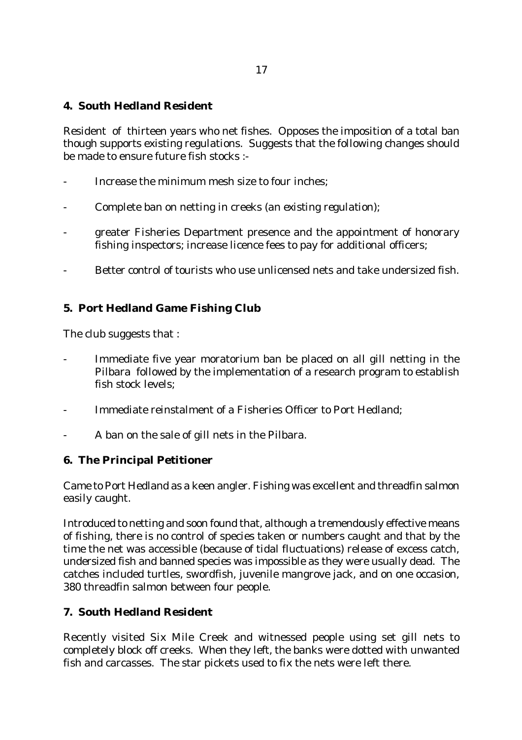**4. South Hedland Resident**

Resident of thirteen years who net fishes. Opposes the imposition of a total ban though supports existing regulations. Suggests that the following changes should be made to ensure future fish stocks :-

- Increase the minimum mesh size to four inches;
- Complete ban on netting in creeks (an existing regulation);
- greater Fisheries Department presence and the appointment of honorary fishing inspectors; increase licence fees to pay for additional officers;
- Better control of tourists who use unlicensed nets and take undersized fish.

**5. Port Hedland Game Fishing Club**

The club suggests that :

- Immediate five year moratorium ban be placed on all gill netting in the Pilbara followed by the implementation of a research program to establish fish stock levels;
- Immediate reinstalment of a Fisheries Officer to Port Hedland;
- A ban on the sale of gill nets in the Pilbara.

**6. The Principal Petitioner**

Came to Port Hedland as a keen angler. Fishing was excellent and threadfin salmon easily caught.

Introduced to netting and soon found that, although a tremendously effective means of fishing, there is no control of species taken or numbers caught and that by the time the net was accessible (because of tidal fluctuations) release of excess catch, undersized fish and banned species was impossible as they were usually dead. The catches included turtles, swordfish, juvenile mangrove jack, and on one occasion, 380 threadfin salmon between four people.

**7. South Hedland Resident**

Recently visited Six Mile Creek and witnessed people using set gill nets to completely block off creeks. When they left, the banks were dotted with unwanted fish and carcasses. The star pickets used to fix the nets were left there.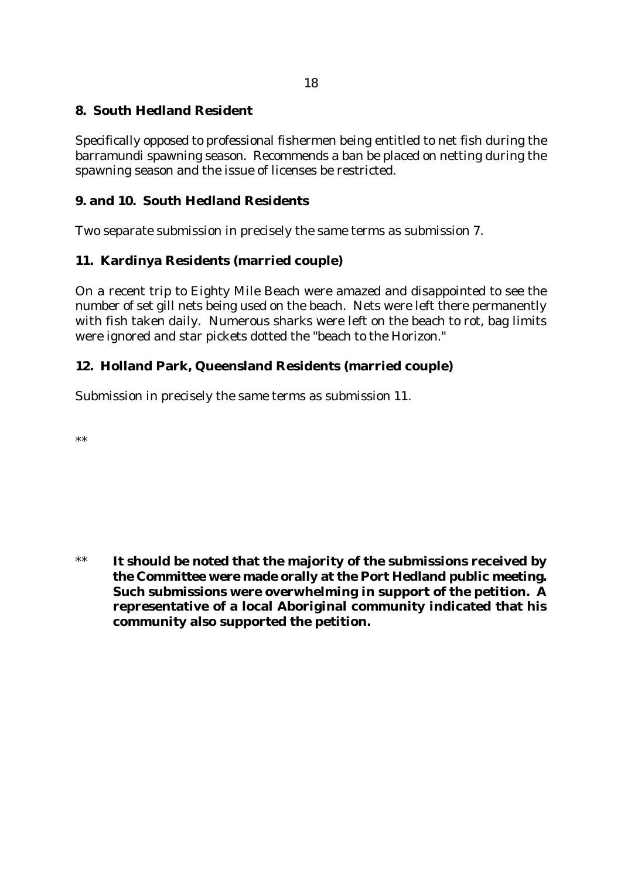**8. South Hedland Resident**

Specifically opposed to professional fishermen being entitled to net fish during the barramundi spawning season. Recommends a ban be placed on netting during the spawning season and the issue of licenses be restricted.

**9. and 10. South Hedland Residents**

Two separate submission in precisely the same terms as submission 7.

**11. Kardinya Residents (married couple)**

On a recent trip to Eighty Mile Beach were amazed and disappointed to see the number of set gill nets being used on the beach. Nets were left there permanently with fish taken daily. Numerous sharks were left on the beach to rot, bag limits were ignored and star pickets dotted the "beach to the Horizon."

**12. Holland Park, Queensland Residents (married couple)**

Submission in precisely the same terms as submission 11.

**

** **It should be noted that the majority of the submissions received by the Committee were made orally at the Port Hedland public meeting. Such submissions were overwhelming in support of the petition. A representative of a local Aboriginal community indicated that his community also supported the petition.**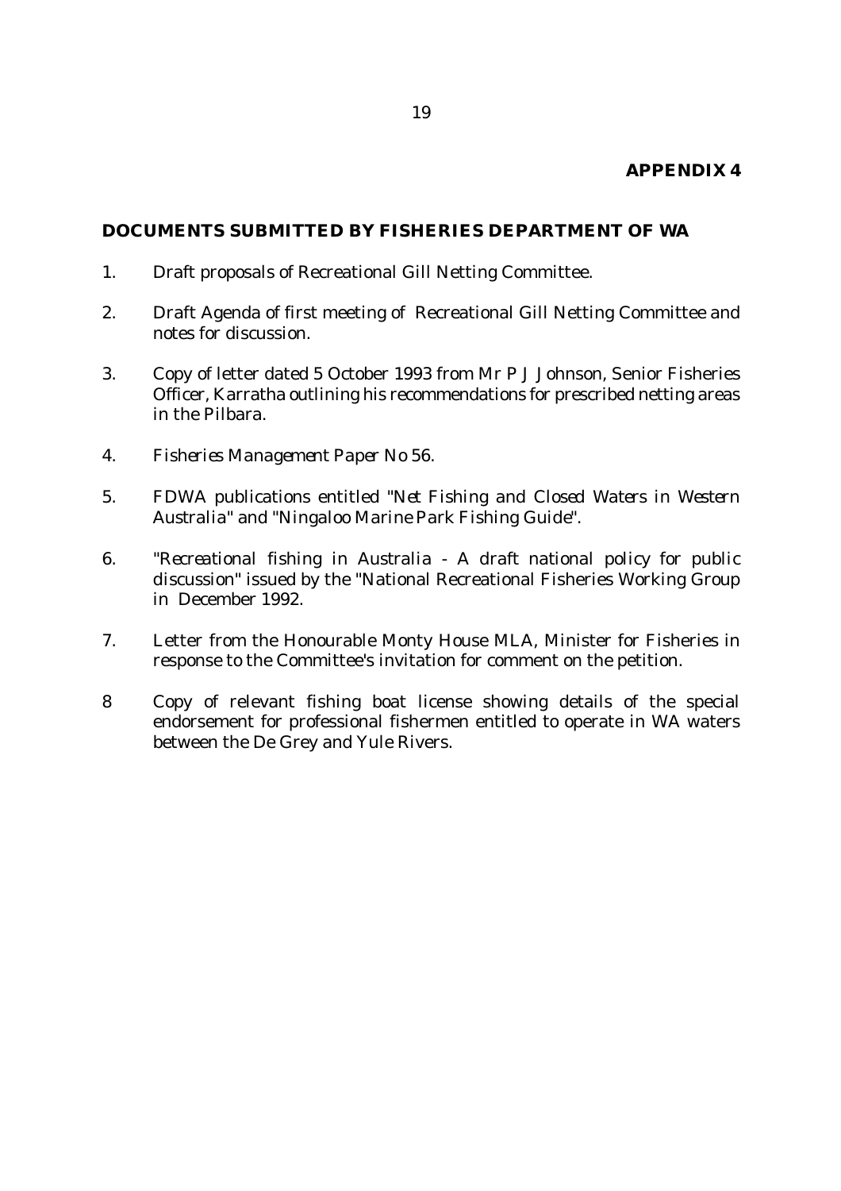# APPENDIX 4

## DOCUMENTS SUBMITTED BY FISHERIES DEPARTMENT OF WA

1. Draft proposals of Recreational Gill Netting Committee.

2. Draft Agenda of first meeting of Recreational Gill Netting Committee and notes for discussion.

3. Copy of letter dated 5 October 1993 from Mr P J Johnson, Senior Fisheries Officer, Karratha outlining his recommendations for prescribed netting areas in the Pilbara.

4. *Fisheries Management Paper No 56.*

5. FDWA publications entitled "*Net Fishing and Closed Waters in Western Australia*" and "*Ningaloo Marine Park Fishing Guide*".

6. "*Recreational fishing in Australia - A draft national policy for public discussion*" issued by the "National Recreational Fisheries Working Group in December 1992.

7. Letter from the Honourable Monty House MLA, Minister for Fisheries in response to the Committee's invitation for comment on the petition.

8 Copy of relevant fishing boat license showing details of the special endorsement for professional fishermen entitled to operate in WA waters between the De Grey and Yule Rivers.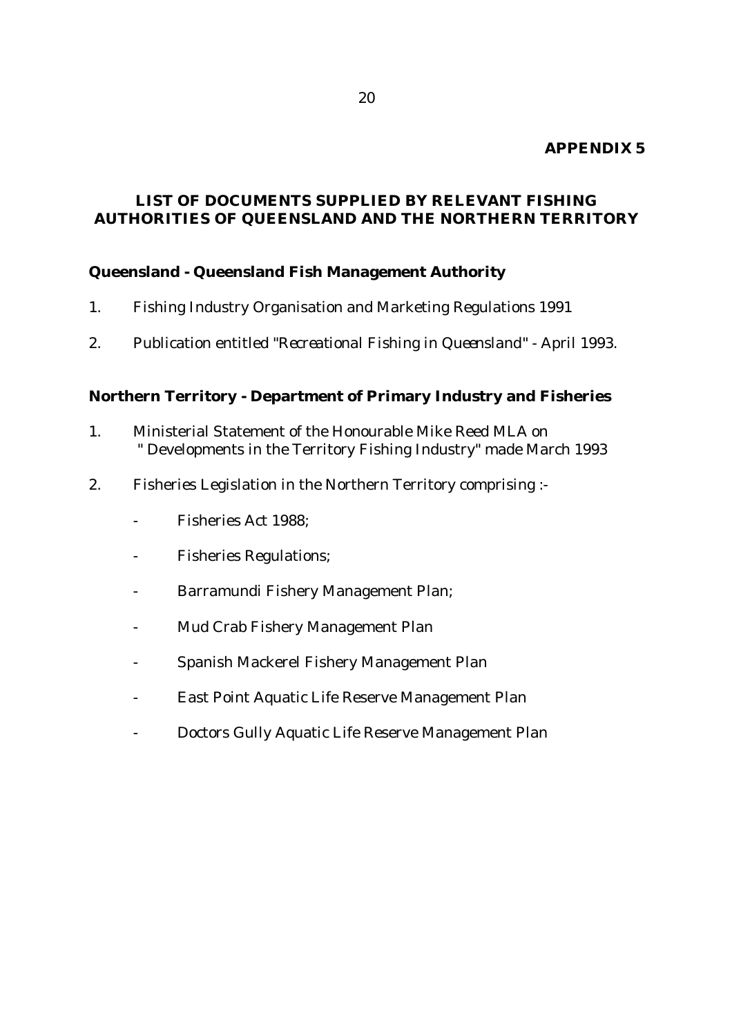**APPENDIX 5**

## LIST OF DOCUMENTS SUPPLIED BY RELEVANT FISHING AUTHORITIES OF QUEENSLAND AND THE NORTHERN TERRITORY

### Queensland - Queensland Fish Management Authority

1. Fishing Industry Organisation and Marketing Regulations 1991
2. Publication entitled "*Recreational Fishing in Queensland*" - April 1993.

### Northern Territory - Department of Primary Industry and Fisheries

1. Ministerial Statement of the Honourable Mike Reed MLA on " Developments in the Territory Fishing Industry" made March 1993
2. Fisheries Legislation in the Northern Territory comprising :-
   - Fisheries Act 1988;
   - Fisheries Regulations;
   - Barramundi Fishery Management Plan;
   - Mud Crab Fishery Management Plan
   - Spanish Mackerel Fishery Management Plan
   - East Point Aquatic Life Reserve Management Plan
   - Doctors Gully Aquatic Life Reserve Management Plan